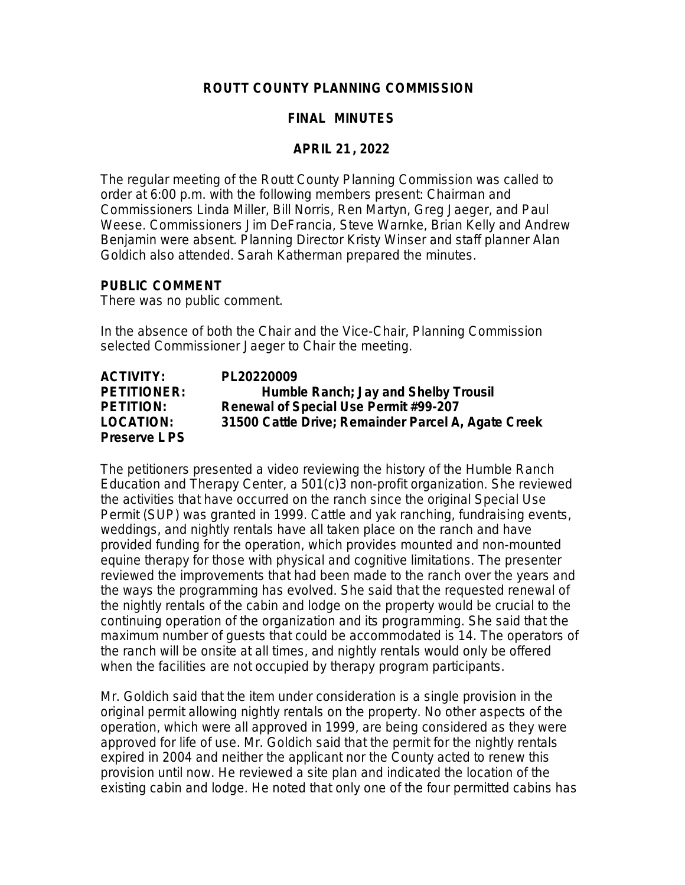**ROUTT COUNTY PLANNING COMMISSION**

**FINAL MINUTES**

**APRIL 21, 2022**

The regular meeting of the Routt County Planning Commission was called to order at 6:00 p.m. with the following members present: Chairman and Commissioners Linda Miller, Bill Norris, Ren Martyn, Greg Jaeger, and Paul Weese. Commissioners Jim DeFrancia, Steve Warnke, Brian Kelly and Andrew Benjamin were absent. Planning Director Kristy Winser and staff planner Alan Goldich also attended. Sarah Katherman prepared the minutes.

**PUBLIC COMMENT**

There was no public comment.

In the absence of both the Chair and the Vice-Chair, Planning Commission selected Commissioner Jaeger to Chair the meeting.

**ACTIVITY:** **PL20220009**
**PETITIONER:** **Humble Ranch; Jay and Shelby Trousil**
**PETITION:** **Renewal of Special Use Permit #99-207**
**LOCATION:** **31500 Cattle Drive; Remainder Parcel A, Agate Creek Preserve LPS**

The petitioners presented a video reviewing the history of the Humble Ranch Education and Therapy Center, a 501(c)3 non-profit organization. She reviewed the activities that have occurred on the ranch since the original Special Use Permit (SUP) was granted in 1999. Cattle and yak ranching, fundraising events, weddings, and nightly rentals have all taken place on the ranch and have provided funding for the operation, which provides mounted and non-mounted equine therapy for those with physical and cognitive limitations. The presenter reviewed the improvements that had been made to the ranch over the years and the ways the programming has evolved. She said that the requested renewal of the nightly rentals of the cabin and lodge on the property would be crucial to the continuing operation of the organization and its programming. She said that the maximum number of guests that could be accommodated is 14. The operators of the ranch will be onsite at all times, and nightly rentals would only be offered when the facilities are not occupied by therapy program participants.

Mr. Goldich said that the item under consideration is a single provision in the original permit allowing nightly rentals on the property. No other aspects of the operation, which were all approved in 1999, are being considered as they were approved for life of use. Mr. Goldich said that the permit for the nightly rentals expired in 2004 and neither the applicant nor the County acted to renew this provision until now. He reviewed a site plan and indicated the location of the existing cabin and lodge. He noted that only one of the four permitted cabins has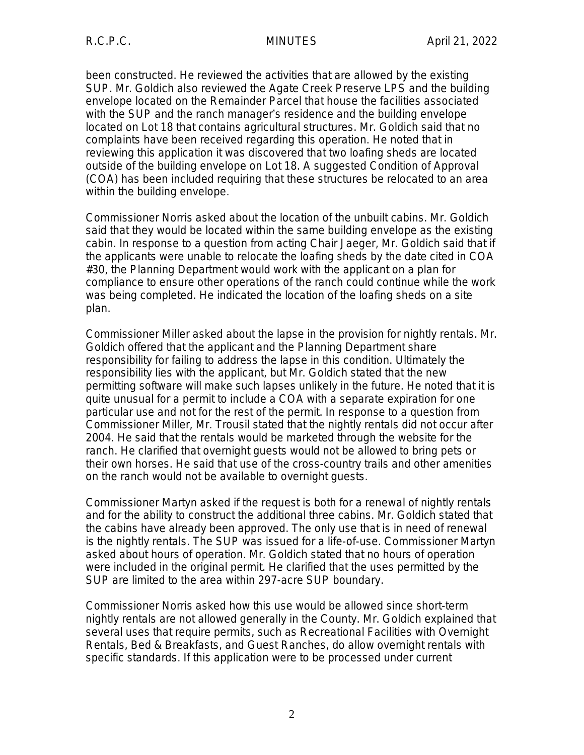been constructed. He reviewed the activities that are allowed by the existing SUP. Mr. Goldich also reviewed the Agate Creek Preserve LPS and the building envelope located on the Remainder Parcel that house the facilities associated with the SUP and the ranch manager's residence and the building envelope located on Lot 18 that contains agricultural structures. Mr. Goldich said that no complaints have been received regarding this operation. He noted that in reviewing this application it was discovered that two loafing sheds are located outside of the building envelope on Lot 18. A suggested Condition of Approval (COA) has been included requiring that these structures be relocated to an area within the building envelope.

Commissioner Norris asked about the location of the unbuilt cabins. Mr. Goldich said that they would be located within the same building envelope as the existing cabin. In response to a question from acting Chair Jaeger, Mr. Goldich said that if the applicants were unable to relocate the loafing sheds by the date cited in COA #30, the Planning Department would work with the applicant on a plan for compliance to ensure other operations of the ranch could continue while the work was being completed. He indicated the location of the loafing sheds on a site plan.

Commissioner Miller asked about the lapse in the provision for nightly rentals. Mr. Goldich offered that the applicant and the Planning Department share responsibility for failing to address the lapse in this condition. Ultimately the responsibility lies with the applicant, but Mr. Goldich stated that the new permitting software will make such lapses unlikely in the future. He noted that it is quite unusual for a permit to include a COA with a separate expiration for one particular use and not for the rest of the permit. In response to a question from Commissioner Miller, Mr. Trousil stated that the nightly rentals did not occur after 2004. He said that the rentals would be marketed through the website for the ranch. He clarified that overnight guests would not be allowed to bring pets or their own horses. He said that use of the cross-country trails and other amenities on the ranch would not be available to overnight guests.

Commissioner Martyn asked if the request is both for a renewal of nightly rentals and for the ability to construct the additional three cabins. Mr. Goldich stated that the cabins have already been approved. The only use that is in need of renewal is the nightly rentals. The SUP was issued for a life-of-use. Commissioner Martyn asked about hours of operation. Mr. Goldich stated that no hours of operation were included in the original permit. He clarified that the uses permitted by the SUP are limited to the area within 297-acre SUP boundary.

Commissioner Norris asked how this use would be allowed since short-term nightly rentals are not allowed generally in the County. Mr. Goldich explained that several uses that require permits, such as Recreational Facilities with Overnight Rentals, Bed & Breakfasts, and Guest Ranches, do allow overnight rentals with specific standards. If this application were to be processed under current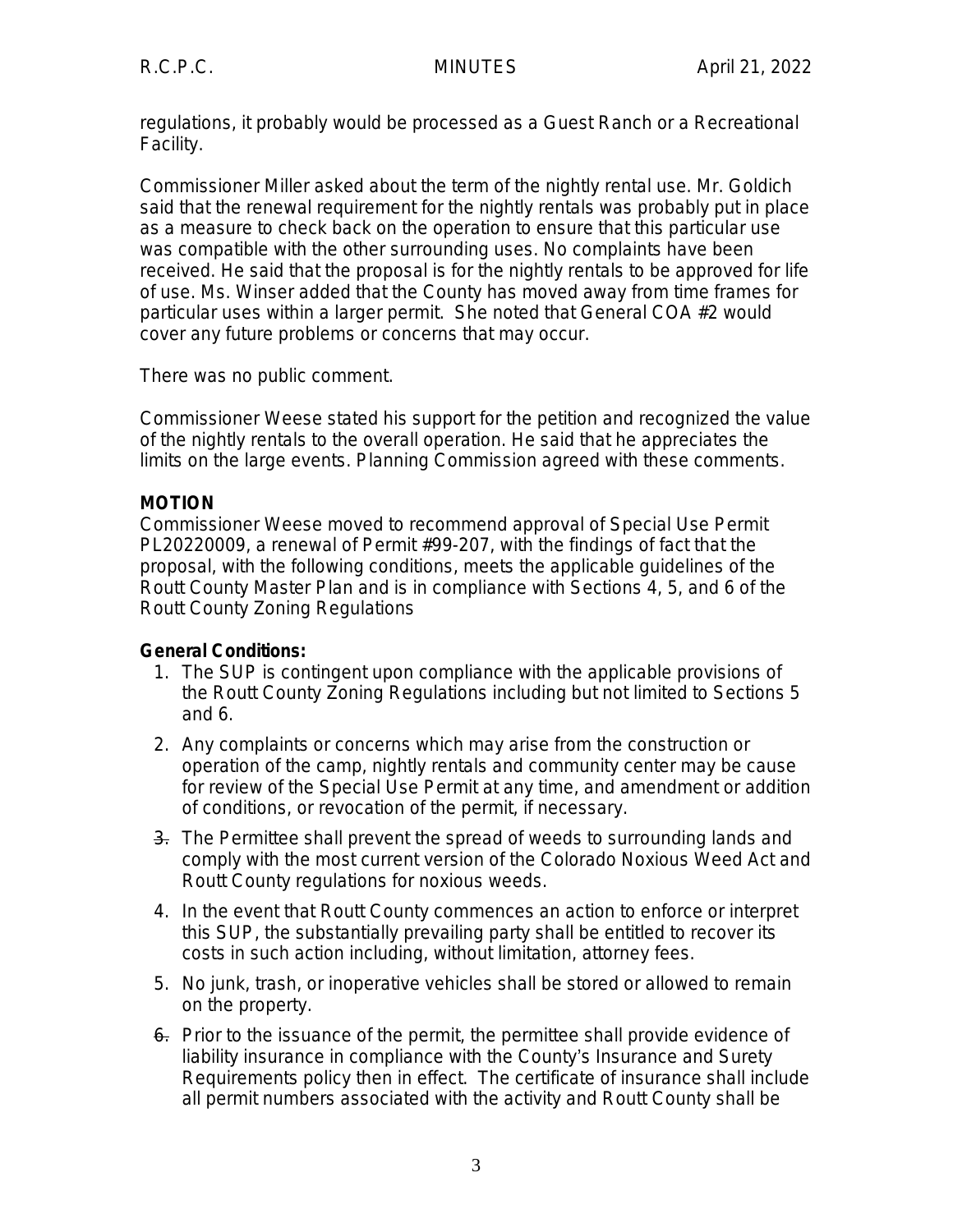regulations, it probably would be processed as a Guest Ranch or a Recreational Facility.

Commissioner Miller asked about the term of the nightly rental use. Mr. Goldich said that the renewal requirement for the nightly rentals was probably put in place as a measure to check back on the operation to ensure that this particular use was compatible with the other surrounding uses. No complaints have been received. He said that the proposal is for the nightly rentals to be approved for life of use. Ms. Winser added that the County has moved away from time frames for particular uses within a larger permit. She noted that General COA #2 would cover any future problems or concerns that may occur.

There was no public comment.

Commissioner Weese stated his support for the petition and recognized the value of the nightly rentals to the overall operation. He said that he appreciates the limits on the large events. Planning Commission agreed with these comments.

**MOTION**

Commissioner Weese moved to recommend approval of Special Use Permit PL20220009, a renewal of Permit #99-207, with the findings of fact that the proposal, with the following conditions, meets the applicable guidelines of the Routt County Master Plan and is in compliance with Sections 4, 5, and 6 of the Routt County Zoning Regulations

**General Conditions:**

1. The SUP is contingent upon compliance with the applicable provisions of the Routt County Zoning Regulations including but not limited to Sections 5 and 6.
2. Any complaints or concerns which may arise from the construction or operation of the camp, nightly rentals and community center may be cause for review of the Special Use Permit at any time, and amendment or addition of conditions, or revocation of the permit, if necessary.
3. The Permittee shall prevent the spread of weeds to surrounding lands and comply with the most current version of the Colorado Noxious Weed Act and Routt County regulations for noxious weeds.
4. In the event that Routt County commences an action to enforce or interpret this SUP, the substantially prevailing party shall be entitled to recover its costs in such action including, without limitation, attorney fees.
5. No junk, trash, or inoperative vehicles shall be stored or allowed to remain on the property.
6. Prior to the issuance of the permit, the permittee shall provide evidence of liability insurance in compliance with the County's Insurance and Surety Requirements policy then in effect. The certificate of insurance shall include all permit numbers associated with the activity and Routt County shall be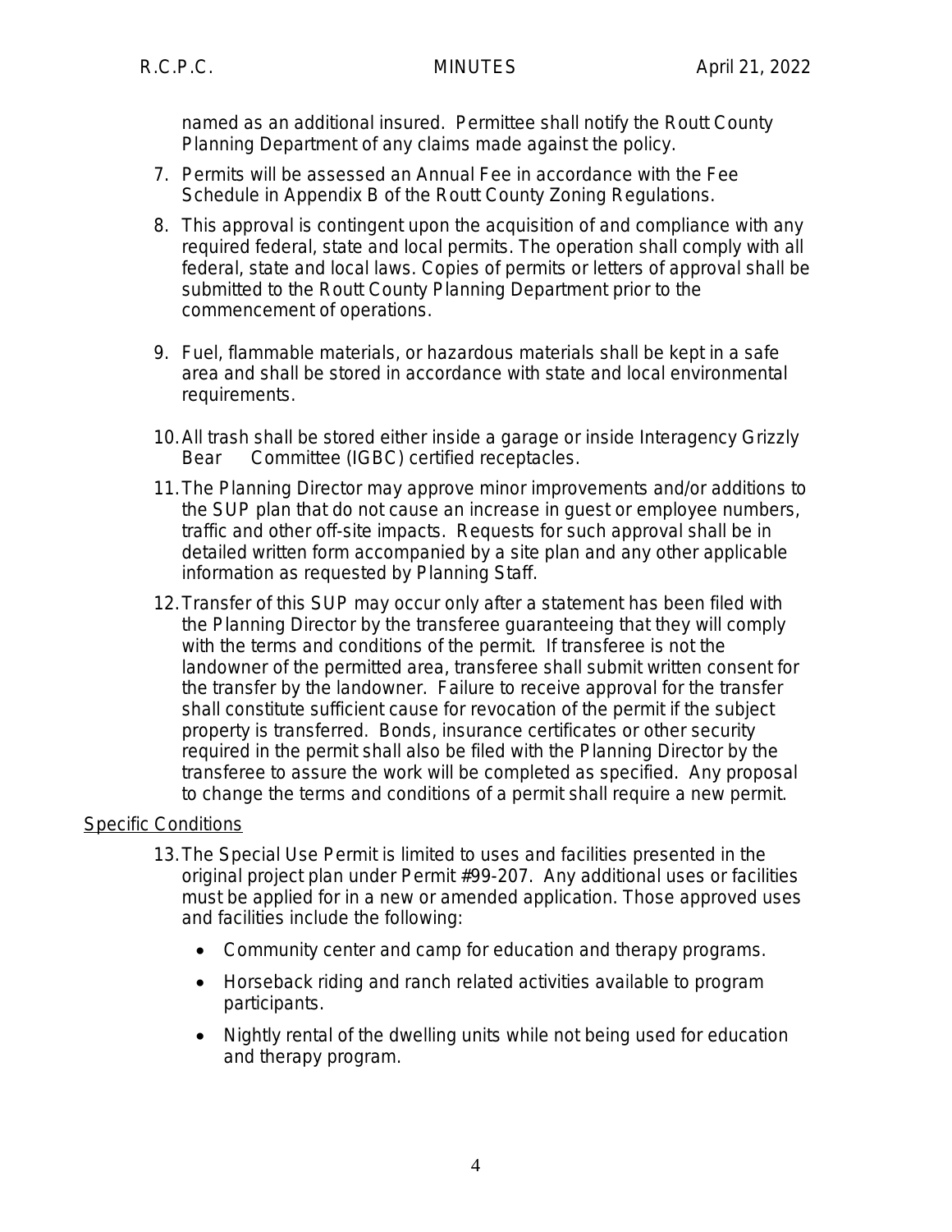named as an additional insured. Permittee shall notify the Routt County Planning Department of any claims made against the policy.

7. Permits will be assessed an Annual Fee in accordance with the Fee Schedule in Appendix B of the Routt County Zoning Regulations.

8. This approval is contingent upon the acquisition of and compliance with any required federal, state and local permits. The operation shall comply with all federal, state and local laws. Copies of permits or letters of approval shall be submitted to the Routt County Planning Department prior to the commencement of operations.

9. Fuel, flammable materials, or hazardous materials shall be kept in a safe area and shall be stored in accordance with state and local environmental requirements.

10. All trash shall be stored either inside a garage or inside Interagency Grizzly Bear Committee (IGBC) certified receptacles.

11. The Planning Director may approve minor improvements and/or additions to the SUP plan that do not cause an increase in guest or employee numbers, traffic and other off-site impacts. Requests for such approval shall be in detailed written form accompanied by a site plan and any other applicable information as requested by Planning Staff.

12. Transfer of this SUP may occur only after a statement has been filed with the Planning Director by the transferee guaranteeing that they will comply with the terms and conditions of the permit. If transferee is not the landowner of the permitted area, transferee shall submit written consent for the transfer by the landowner. Failure to receive approval for the transfer shall constitute sufficient cause for revocation of the permit if the subject property is transferred. Bonds, insurance certificates or other security required in the permit shall also be filed with the Planning Director by the transferee to assure the work will be completed as specified. Any proposal to change the terms and conditions of a permit shall require a new permit.

Specific Conditions

13. The Special Use Permit is limited to uses and facilities presented in the original project plan under Permit #99-207. Any additional uses or facilities must be applied for in a new or amended application. Those approved uses and facilities include the following:

    - Community center and camp for education and therapy programs.
    - Horseback riding and ranch related activities available to program participants.
    - Nightly rental of the dwelling units while not being used for education and therapy program.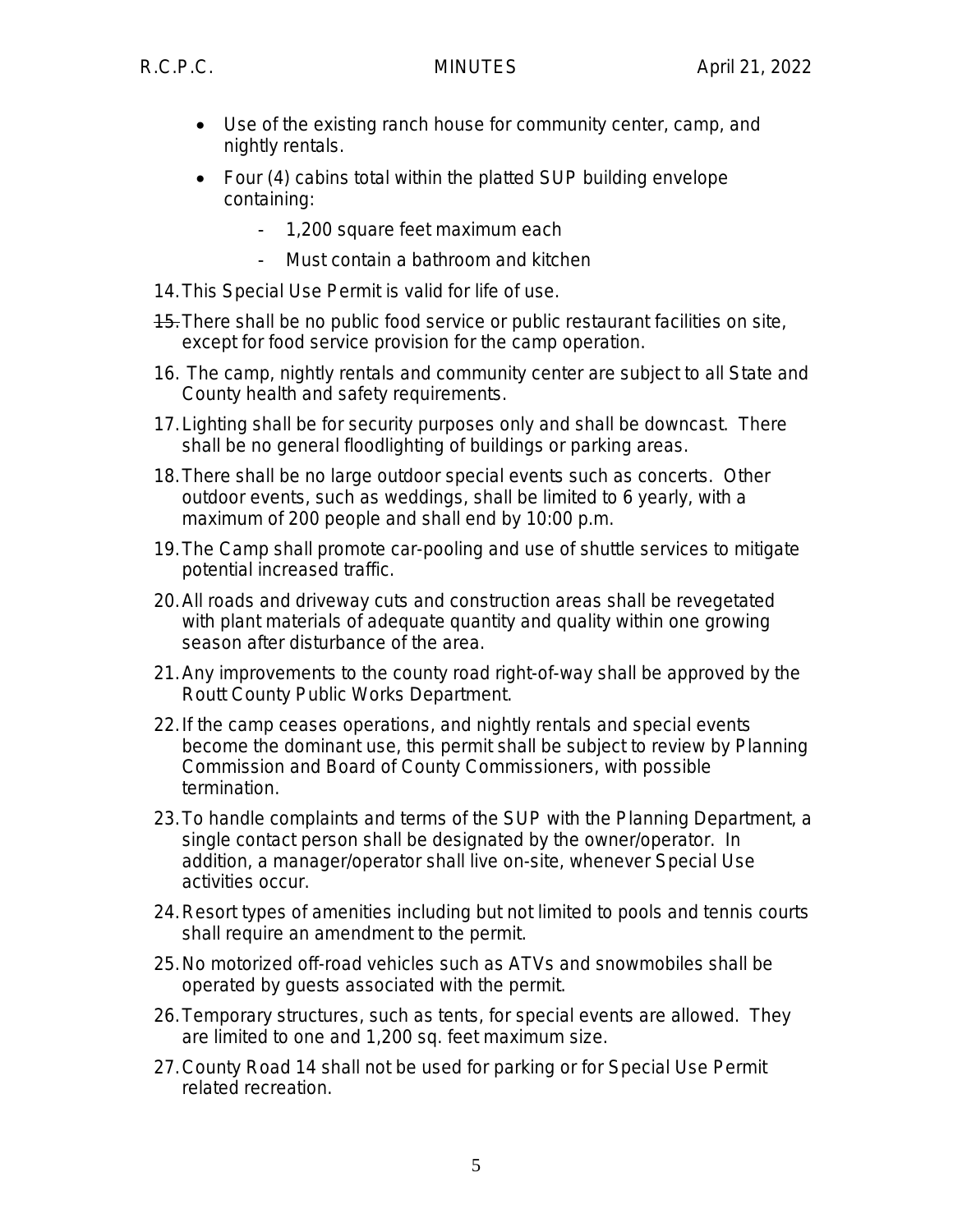- Use of the existing ranch house for community center, camp, and nightly rentals.
- Four (4) cabins total within the platted SUP building envelope containing:
  - 1,200 square feet maximum each
  - Must contain a bathroom and kitchen

14. This Special Use Permit is valid for life of use.
15. ~~15.~~ There shall be no public food service or public restaurant facilities on site, except for food service provision for the camp operation.
16. The camp, nightly rentals and community center are subject to all State and County health and safety requirements.
17. Lighting shall be for security purposes only and shall be downcast. There shall be no general floodlighting of buildings or parking areas.
18. There shall be no large outdoor special events such as concerts. Other outdoor events, such as weddings, shall be limited to 6 yearly, with a maximum of 200 people and shall end by 10:00 p.m.
19. The Camp shall promote car-pooling and use of shuttle services to mitigate potential increased traffic.
20. All roads and driveway cuts and construction areas shall be revegetated with plant materials of adequate quantity and quality within one growing season after disturbance of the area.
21. Any improvements to the county road right-of-way shall be approved by the Routt County Public Works Department.
22. If the camp ceases operations, and nightly rentals and special events become the dominant use, this permit shall be subject to review by Planning Commission and Board of County Commissioners, with possible termination.
23. To handle complaints and terms of the SUP with the Planning Department, a single contact person shall be designated by the owner/operator. In addition, a manager/operator shall live on-site, whenever Special Use activities occur.
24. Resort types of amenities including but not limited to pools and tennis courts shall require an amendment to the permit.
25. No motorized off-road vehicles such as ATVs and snowmobiles shall be operated by guests associated with the permit.
26. Temporary structures, such as tents, for special events are allowed. They are limited to one and 1,200 sq. feet maximum size.
27. County Road 14 shall not be used for parking or for Special Use Permit related recreation.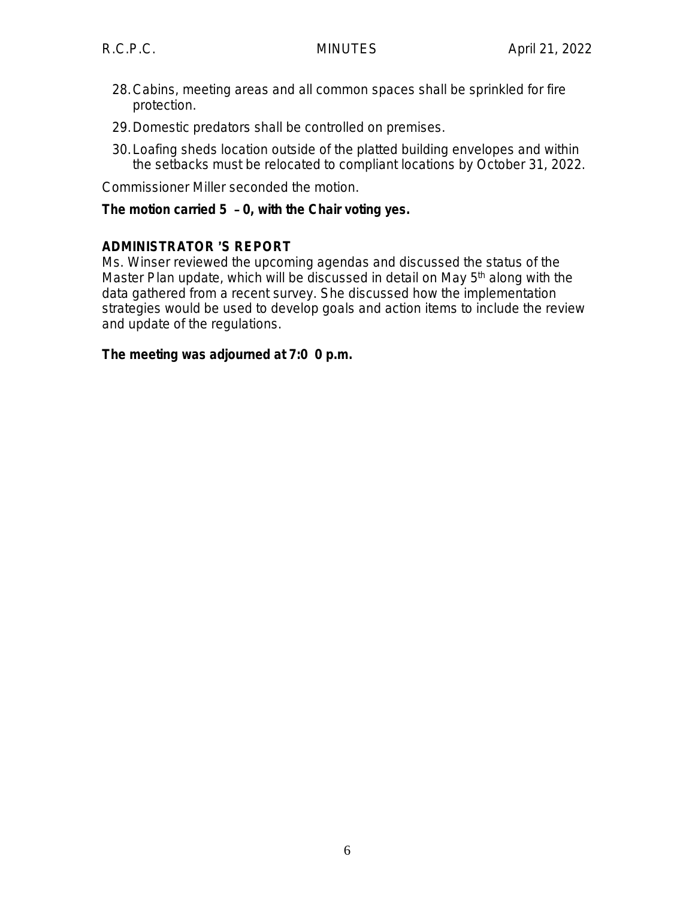28. Cabins, meeting areas and all common spaces shall be sprinkled for fire protection.
29. Domestic predators shall be controlled on premises.
30. Loafing sheds location outside of the platted building envelopes and within the setbacks must be relocated to compliant locations by October 31, 2022.

Commissioner Miller seconded the motion.

**The motion carried 5 – 0, with the Chair voting yes.**

**ADMINISTRATOR'S REPORT**
Ms. Winser reviewed the upcoming agendas and discussed the status of the Master Plan update, which will be discussed in detail on May 5th along with the data gathered from a recent survey. She discussed how the implementation strategies would be used to develop goals and action items to include the review and update of the regulations.

**The meeting was adjourned at 7:00 p.m.**